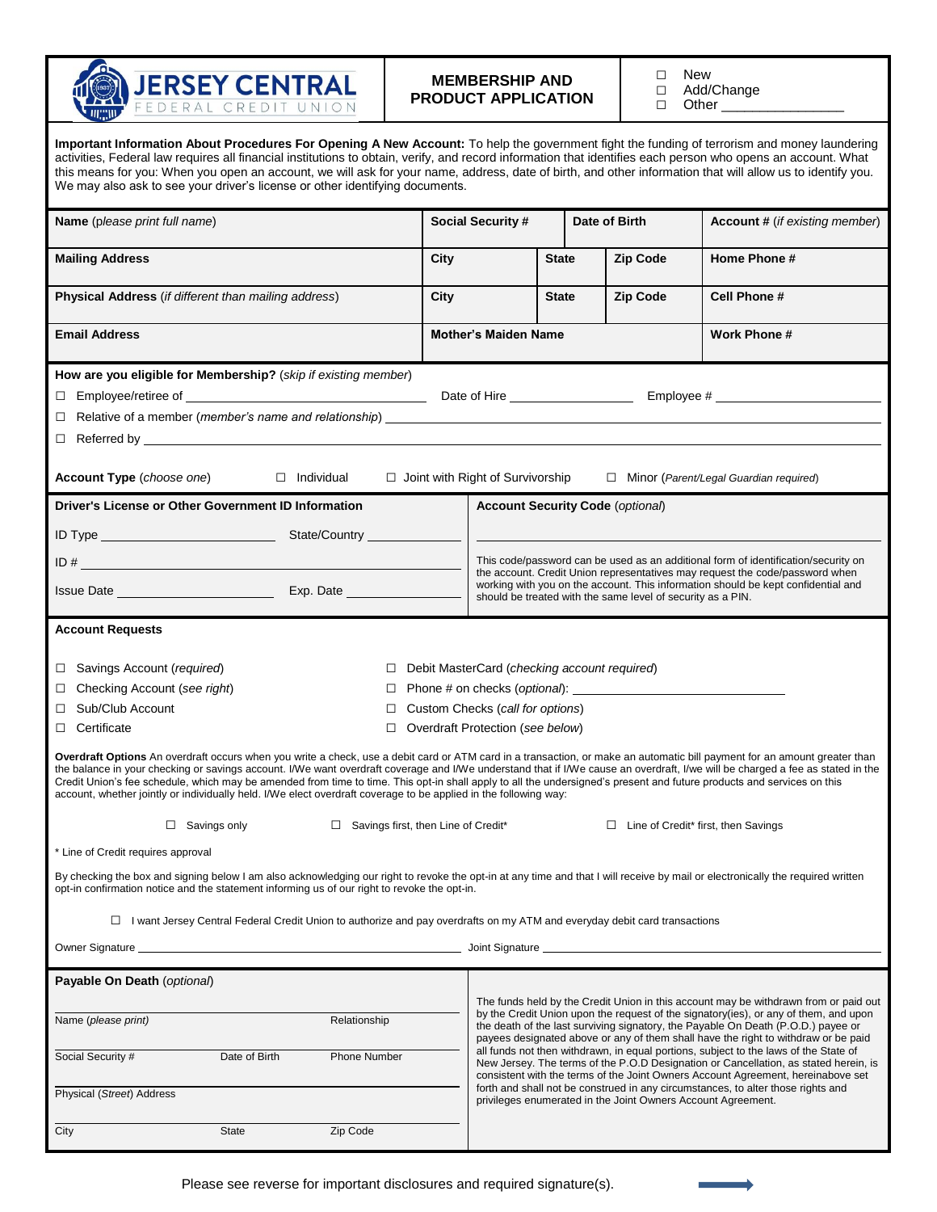# JERSEY CENTRAL FEDERAL CREDIT UNION

## MEMBERSHIP AND PRODUCT APPLICATION

☐ New
☐ Add/Change
☐ Other _______________

**Important Information About Procedures For Opening A New Account:** To help the government fight the funding of terrorism and money laundering activities, Federal law requires all financial institutions to obtain, verify, and record information that identifies each person who opens an account. What this means for you: When you open an account, we will ask for your name, address, date of birth, and other information that will allow us to identify you. We may also ask to see your driver's license or other identifying documents.

| **Name** (*please print full name*) | **Social Security #** | | **Date of Birth** | **Account #** (*if existing member*) |
|---|---|---|---|---|
| **Mailing Address** | **City** | **State** | **Zip Code** | **Home Phone #** |
| **Physical Address** (*if different than mailing address*) | **City** | **State** | **Zip Code** | **Cell Phone #** |
| **Email Address** | **Mother's Maiden Name** | | | **Work Phone #** |

**How are you eligible for Membership?** (*skip if existing member*)

☐ Employee/retiree of ______________________ Date of Hire ______________ Employee # ______________

☐ Relative of a member (*member's name and relationship*) ______________________

☐ Referred by ______________________

**Account Type** (*choose one*) ☐ Individual ☐ Joint with Right of Survivorship ☐ Minor (*Parent/Legal Guardian required*)

**Driver's License or Other Government ID Information**

ID Type ______________ State/Country ______________

ID # ______________________

Issue Date ______________ Exp. Date ______________

**Account Security Code** (*optional*)

______________________

This code/password can be used as an additional form of identification/security on the account. Credit Union representatives may request the code/password when working with you on the account. This information should be kept confidential and should be treated with the same level of security as a PIN.

**Account Requests**

☐ Savings Account (*required*)
☐ Checking Account (*see right*)
☐ Sub/Club Account
☐ Certificate
☐ Debit MasterCard (*checking account required*)
☐ Phone # on checks (*optional*): ______________
☐ Custom Checks (*call for options*)
☐ Overdraft Protection (*see below*)

**Overdraft Options** An overdraft occurs when you write a check, use a debit card or ATM card in a transaction, or make an automatic bill payment for an amount greater than the balance in your checking or savings account. I/We want overdraft coverage and I/We understand that if I/We cause an overdraft, I/we will be charged a fee as stated in the Credit Union's fee schedule, which may be amended from time to time. This opt-in shall apply to all the undersigned's present and future products and services on this account, whether jointly or individually held. I/We elect overdraft coverage to be applied in the following way:

☐ Savings only ☐ Savings first, then Line of Credit* ☐ Line of Credit* first, then Savings

\* Line of Credit requires approval

By checking the box and signing below I am also acknowledging our right to revoke the opt-in at any time and that I will receive by mail or electronically the required written opt-in confirmation notice and the statement informing us of our right to revoke the opt-in.

☐ I want Jersey Central Federal Credit Union to authorize and pay overdrafts on my ATM and everyday debit card transactions

Owner Signature ______________________ Joint Signature ______________________

**Payable On Death** (*optional*)

Name (*please print*) ______ Relationship ______

Social Security # ______ Date of Birth ______ Phone Number ______

Physical (*Street*) Address ______________________

City ______ State ______ Zip Code ______

The funds held by the Credit Union in this account may be withdrawn from or paid out by the Credit Union upon the request of the signatory(ies), or any of them, and upon the death of the last surviving signatory, the Payable On Death (P.O.D.) payee or payees designated above or any of them shall have the right to withdraw or be paid all funds not then withdrawn, in equal portions, subject to the laws of the State of New Jersey. The terms of the P.O.D Designation or Cancellation, as stated herein, is consistent with the terms of the Joint Owners Account Agreement, hereinabove set forth and shall not be construed in any circumstances, to alter those rights and privileges enumerated in the Joint Owners Account Agreement.

Please see reverse for important disclosures and required signature(s).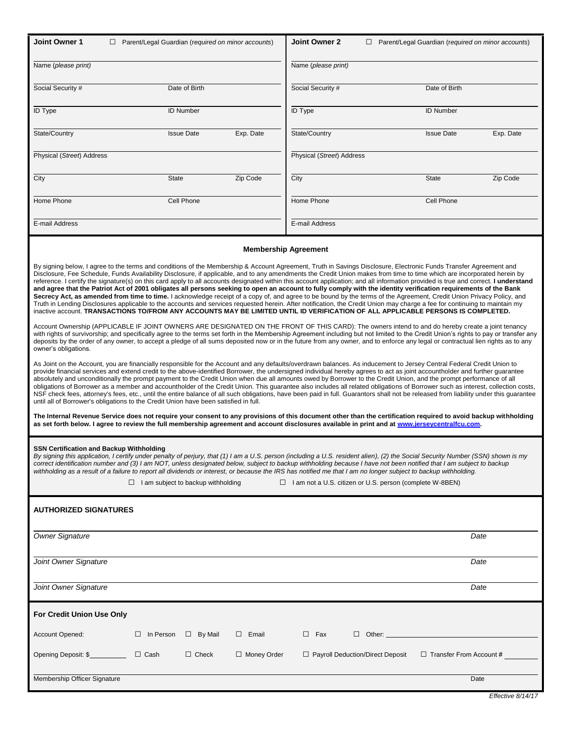| Joint Owner 1 ☐ Parent/Legal Guardian (*required on minor accounts*) | | | Joint Owner 2 ☐ Parent/Legal Guardian (*required on minor accounts*) | | |
|---|---|---|---|---|---|
| Name (*please print*) | | | Name (*please print*) | | |
| Social Security # | Date of Birth | | Social Security # | Date of Birth | |
| ID Type | ID Number | | ID Type | ID Number | |
| State/Country | Issue Date | Exp. Date | State/Country | Issue Date | Exp. Date |
| Physical (*Street*) Address | | | Physical (*Street*) Address | | |
| City | State | Zip Code | City | State | Zip Code |
| Home Phone | Cell Phone | | Home Phone | Cell Phone | |
| E-mail Address | | | E-mail Address | | |

## Membership Agreement

By signing below, I agree to the terms and conditions of the Membership & Account Agreement, Truth in Savings Disclosure, Electronic Funds Transfer Agreement and Disclosure, Fee Schedule, Funds Availability Disclosure, if applicable, and to any amendments the Credit Union makes from time to time which are incorporated herein by reference. I certify the signature(s) on this card apply to all accounts designated within this account application; and all information provided is true and correct. **I understand and agree that the Patriot Act of 2001 obligates all persons seeking to open an account to fully comply with the identity verification requirements of the Bank Secrecy Act, as amended from time to time.** I acknowledge receipt of a copy of, and agree to be bound by the terms of the Agreement, Credit Union Privacy Policy, and Truth in Lending Disclosures applicable to the accounts and services requested herein. After notification, the Credit Union may charge a fee for continuing to maintain my inactive account. **TRANSACTIONS TO/FROM ANY ACCOUNTS MAY BE LIMITED UNTIL ID VERIFICATION OF ALL APPLICABLE PERSONS IS COMPLETED.**

Account Ownership (APPLICABLE IF JOINT OWNERS ARE DESIGNATED ON THE FRONT OF THIS CARD): The owners intend to and do hereby create a joint tenancy with rights of survivorship; and specifically agree to the terms set forth in the Membership Agreement including but not limited to the Credit Union's rights to pay or transfer any deposits by the order of any owner, to accept a pledge of all sums deposited now or in the future from any owner, and to enforce any legal or contractual lien rights as to any owner's obligations.

As Joint on the Account, you are financially responsible for the Account and any defaults/overdrawn balances. As inducement to Jersey Central Federal Credit Union to provide financial services and extend credit to the above-identified Borrower, the undersigned individual hereby agrees to act as joint accountholder and further guarantee absolutely and unconditionally the prompt payment to the Credit Union when due all amounts owed by Borrower to the Credit Union, and the prompt performance of all obligations of Borrower as a member and accountholder of the Credit Union. This guarantee also includes all related obligations of Borrower such as interest, collection costs, NSF check fees, attorney's fees, etc., until the entire balance of all such obligations, have been paid in full. Guarantors shall not be released from liability under this guarantee until all of Borrower's obligations to the Credit Union have been satisfied in full.

**The Internal Revenue Service does not require your consent to any provisions of this document other than the certification required to avoid backup withholding as set forth below. I agree to review the full membership agreement and account disclosures available in print and at www.jerseycentralfcu.com.**

**SSN Certification and Backup Withholding**

*By signing this application, I certify under penalty of perjury, that (1) I am a U.S. person (including a U.S. resident alien), (2) the Social Security Number (SSN) shown is my correct identification number and (3) I am NOT, unless designated below, subject to backup withholding because I have not been notified that I am subject to backup withholding as a result of a failure to report all dividends or interest, or because the IRS has notified me that I am no longer subject to backup withholding.*

☐ I am subject to backup withholding ☐ I am not a U.S. citizen or U.S. person (complete W-8BEN)

## AUTHORIZED SIGNATURES

| | |
|---|---|
| *Owner Signature* | *Date* |
| *Joint Owner Signature* | *Date* |
| *Joint Owner Signature* | *Date* |

## For Credit Union Use Only

Account Opened: ☐ In Person ☐ By Mail ☐ Email ☐ Fax ☐ Other: ____________

Opening Deposit: $________ ☐ Cash ☐ Check ☐ Money Order ☐ Payroll Deduction/Direct Deposit ☐ Transfer From Account # ________

Membership Officer Signature ____________ Date ________

*Effective 8/14/17*